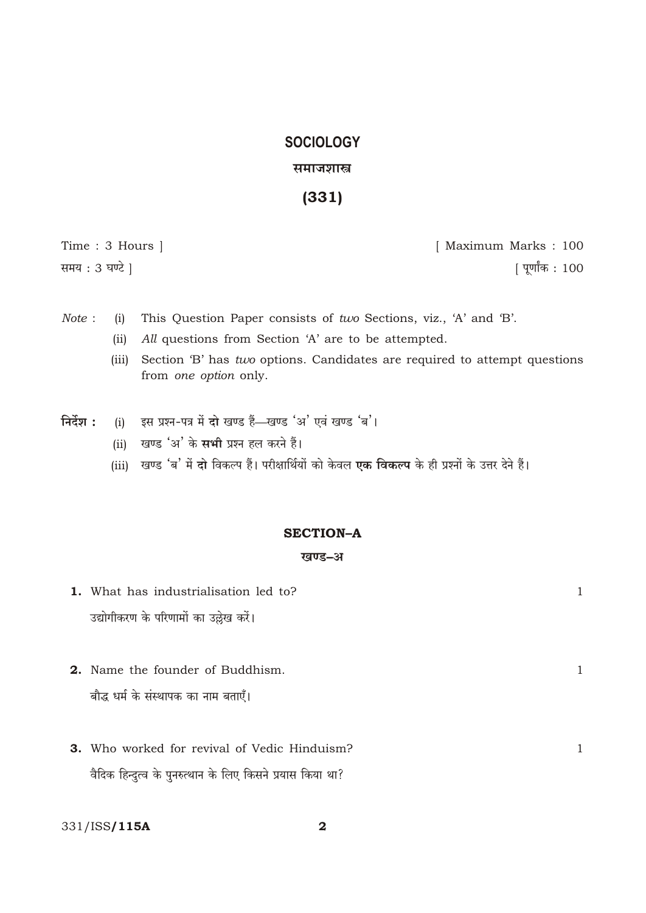# SOCIOLOGY

## समाजशास्त्र

## (331)

Time : 3 Hours ] [ Maximum Marks : 100

समय : 3 घण्टे ] [ पूर्णांक : 100

*Note* : (i) This Question Paper consists of *two* Sections, viz., 'A' and 'B'.

(ii) *All* questions from Section 'A' are to be attempted.

(iii) Section 'B' has *two* options. Candidates are required to attempt questions from *one option* only.

**निर्देश :** (i) इस प्रश्न-पत्र में **दो** खण्ड हैं—खण्ड 'अ' एवं खण्ड 'ब'।

(ii) खण्ड 'अ' के **सभी** प्रश्न हल करने हैं।

(iii) खण्ड 'ब' में **दो** विकल्प हैं। परीक्षार्थियों को केवल **एक विकल्प** के ही प्रश्नों के उत्तर देने हैं।

### SECTION–A

### खण्ड–अ

**1.** What has industrialisation led to? 1

उद्योगीकरण के परिणामों का उल्लेख करें।

**2.** Name the founder of Buddhism. 1

बौद्ध धर्म के संस्थापक का नाम बताएँ।

**3.** Who worked for revival of Vedic Hinduism? 1

वैदिक हिन्दुत्व के पुनरुत्थान के लिए किसने प्रयास किया था?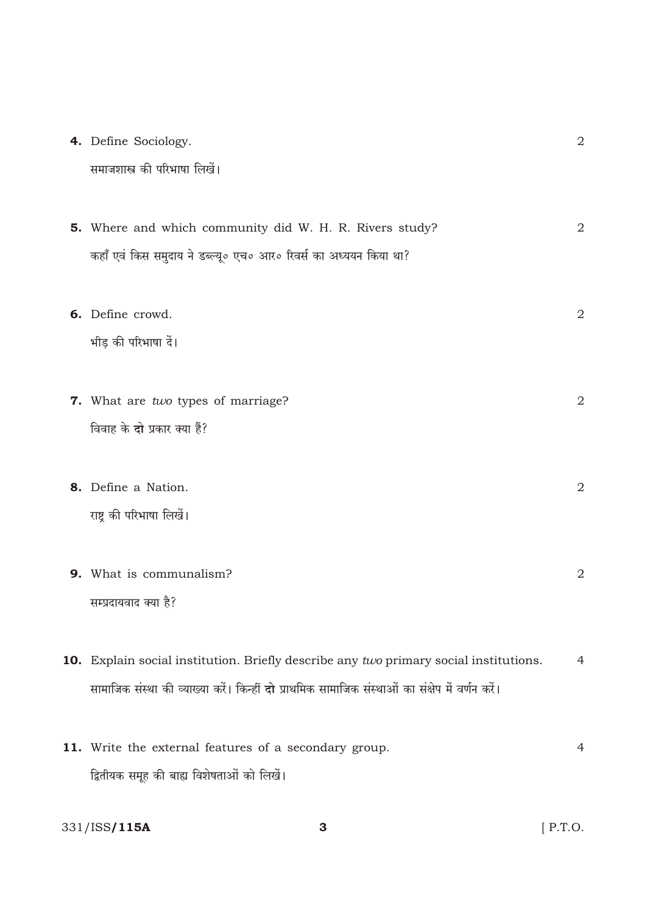**4.** Define Sociology. 2

समाजशास्त्र की परिभाषा लिखें।

**5.** Where and which community did W. H. R. Rivers study? 2

कहाँ एवं किस समुदाय ने डब्ल्यू॰ एच॰ आर॰ रिवर्स का अध्ययन किया था?

**6.** Define crowd. 2

भीड़ की परिभाषा दें।

**7.** What are *two* types of marriage? 2

विवाह के **दो** प्रकार क्या हैं?

**8.** Define a Nation. 2

राष्ट्र की परिभाषा लिखें।

**9.** What is communalism? 2

सम्प्रदायवाद क्या है?

**10.** Explain social institution. Briefly describe any *two* primary social institutions. 4

सामाजिक संस्था की व्याख्या करें। किन्हीं **दो** प्राथमिक सामाजिक संस्थाओं का संक्षेप में वर्णन करें।

**11.** Write the external features of a secondary group. 4

द्वितीयक समूह की बाह्य विशेषताओं को लिखें।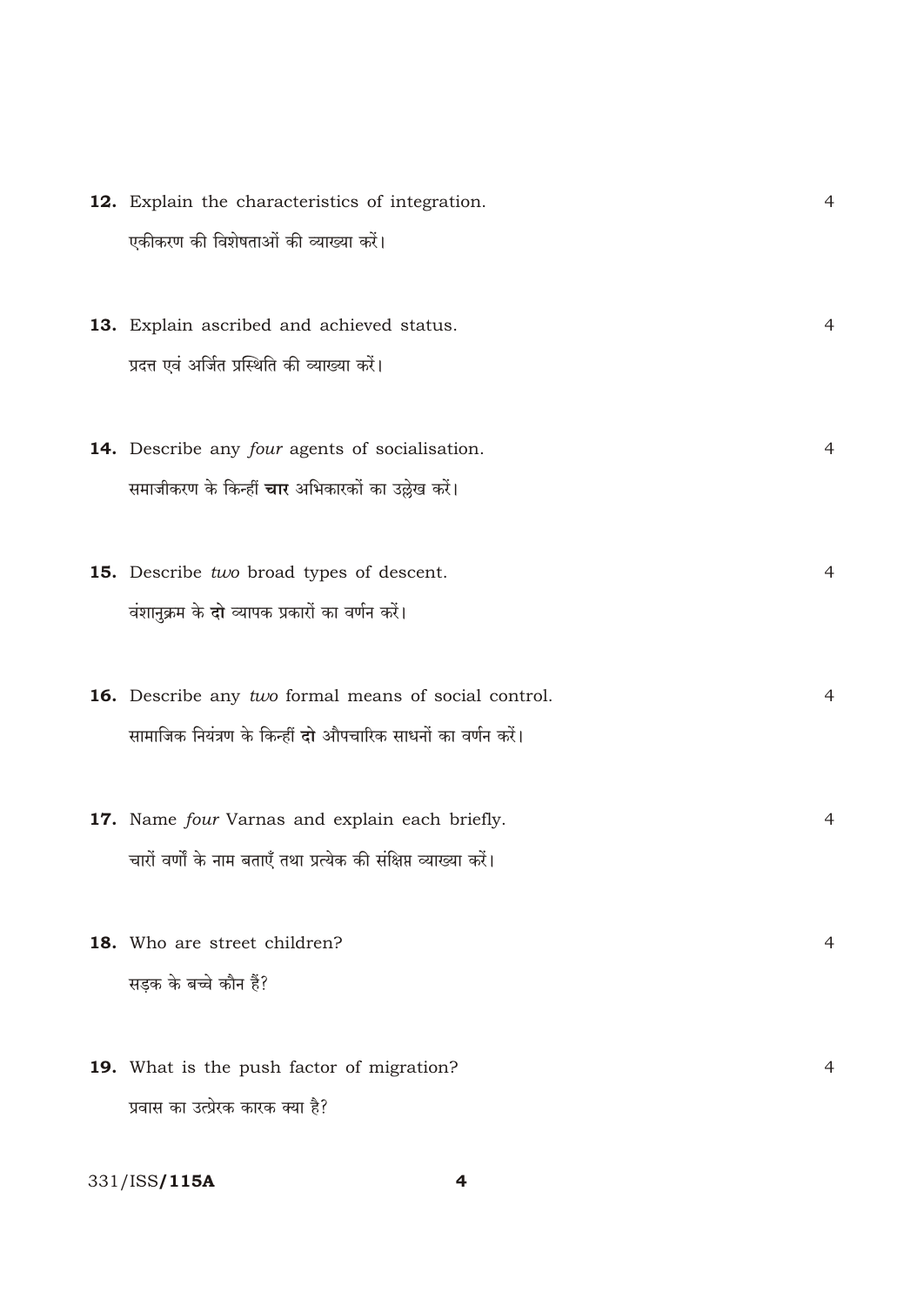**12.** Explain the characteristics of integration. 4

एकीकरण की विशेषताओं की व्याख्या करें।

**13.** Explain ascribed and achieved status. 4

प्रदत्त एवं अर्जित प्रस्थिति की व्याख्या करें।

**14.** Describe any *four* agents of socialisation. 4

समाजीकरण के किन्हीं **चार** अभिकारकों का उल्लेख करें।

**15.** Describe *two* broad types of descent. 4

वंशानुक्रम के **दो** व्यापक प्रकारों का वर्णन करें।

**16.** Describe any *two* formal means of social control. 4

सामाजिक नियंत्रण के किन्हीं **दो** औपचारिक साधनों का वर्णन करें।

**17.** Name *four* Varnas and explain each briefly. 4

चारों वर्णों के नाम बताएँ तथा प्रत्येक की संक्षिप्त व्याख्या करें।

**18.** Who are street children? 4

सड़क के बच्चे कौन हैं?

**19.** What is the push factor of migration? 4

प्रवास का उत्प्रेरक कारक क्या है?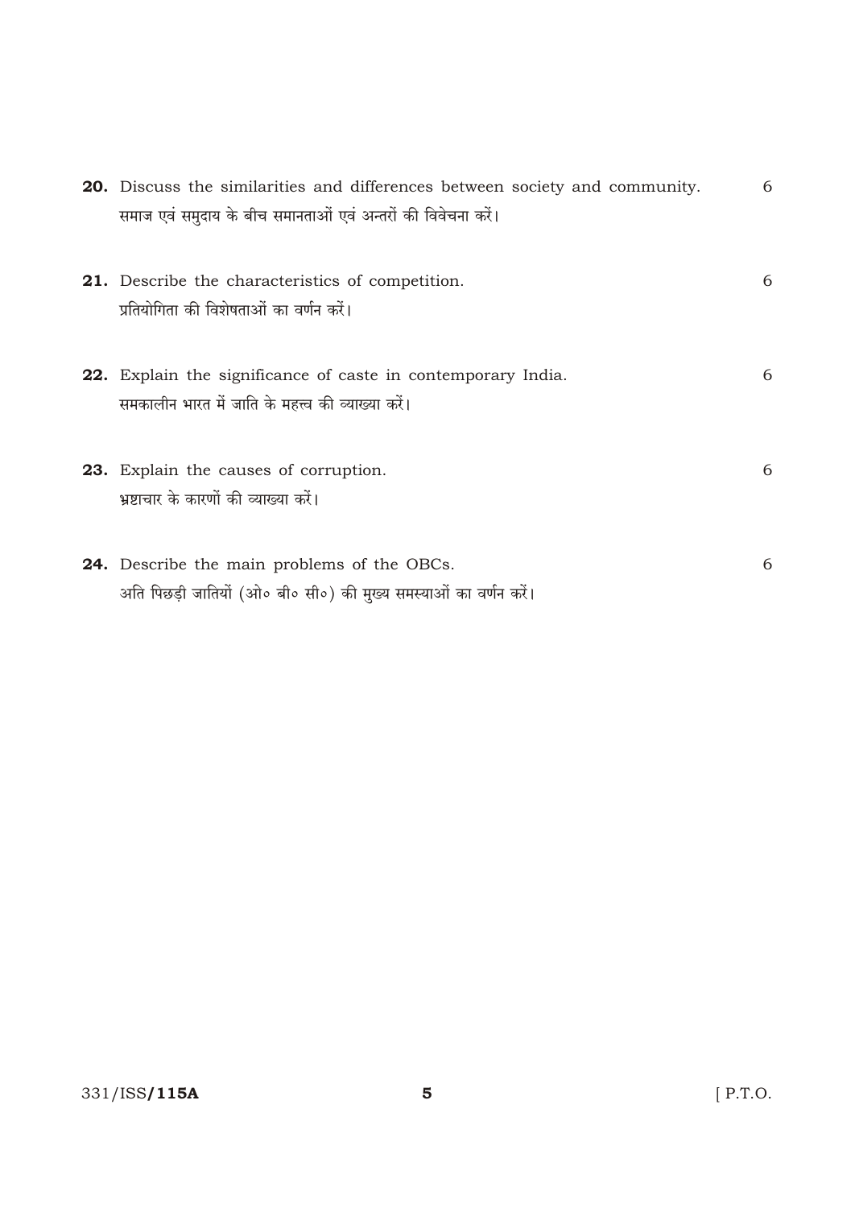**20.** Discuss the similarities and differences between society and community. 6

समाज एवं समुदाय के बीच समानताओं एवं अन्तरों की विवेचना करें।

**21.** Describe the characteristics of competition. 6

प्रतियोगिता की विशेषताओं का वर्णन करें।

**22.** Explain the significance of caste in contemporary India. 6

समकालीन भारत में जाति के महत्त्व की व्याख्या करें।

**23.** Explain the causes of corruption. 6

भ्रष्टाचार के कारणों की व्याख्या करें।

**24.** Describe the main problems of the OBCs. 6

अति पिछड़ी जातियों (ओ॰ बी॰ सी॰) की मुख्य समस्याओं का वर्णन करें।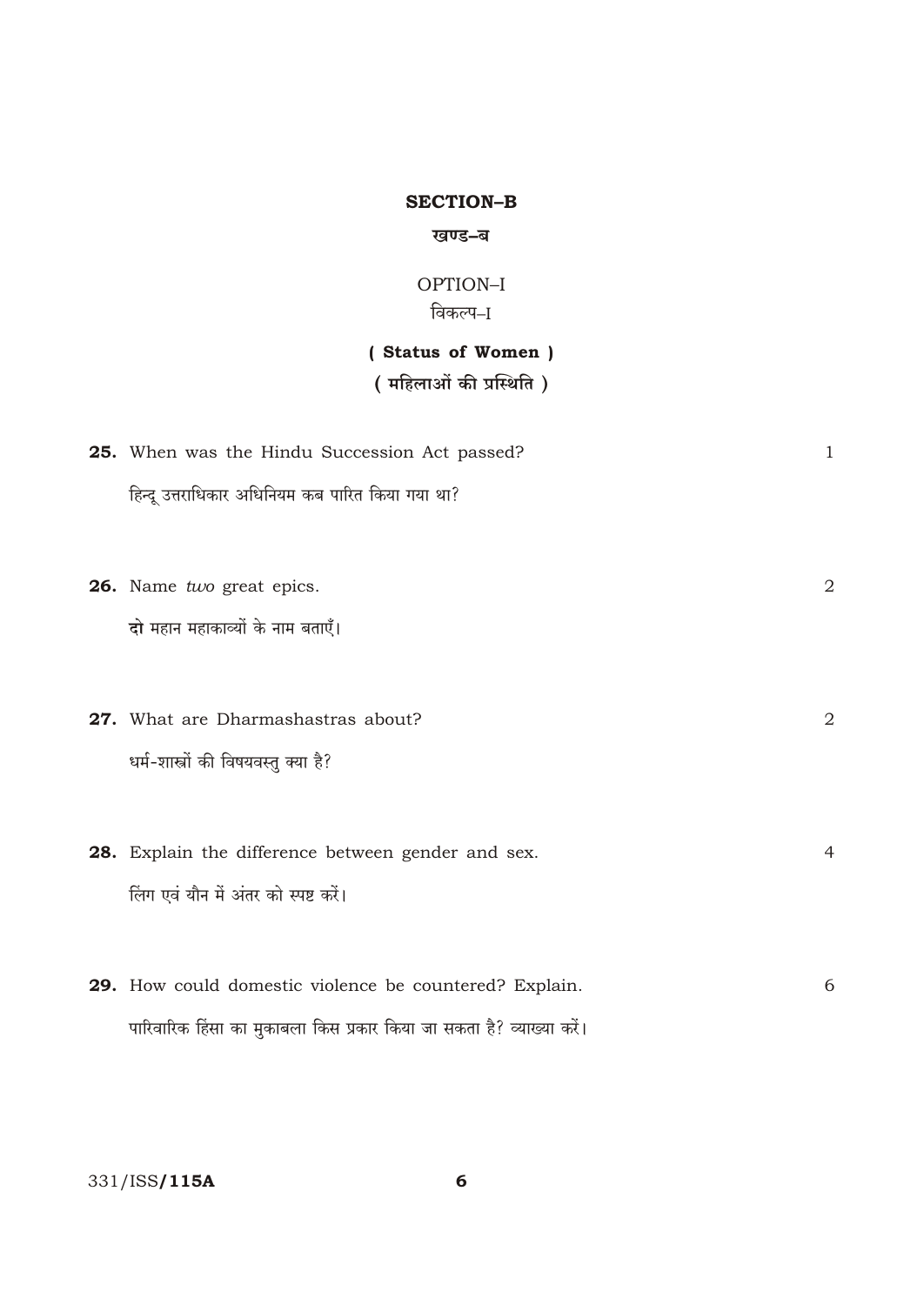## SECTION–B

### खण्ड–ब

OPTION–I

विकल्प–I

### ( Status of Women )

### ( महिलाओं की प्रस्थिति )

**25.** When was the Hindu Succession Act passed? 1

हिन्दू उत्तराधिकार अधिनियम कब पारित किया गया था?

**26.** Name *two* great epics. 2

**दो** महान महाकाव्यों के नाम बताएँ।

**27.** What are Dharmashastras about? 2

धर्म-शास्त्रों की विषयवस्तु क्या है?

**28.** Explain the difference between gender and sex. 4

लिंग एवं यौन में अंतर को स्पष्ट करें।

**29.** How could domestic violence be countered? Explain. 6

पारिवारिक हिंसा का मुकाबला किस प्रकार किया जा सकता है? व्याख्या करें।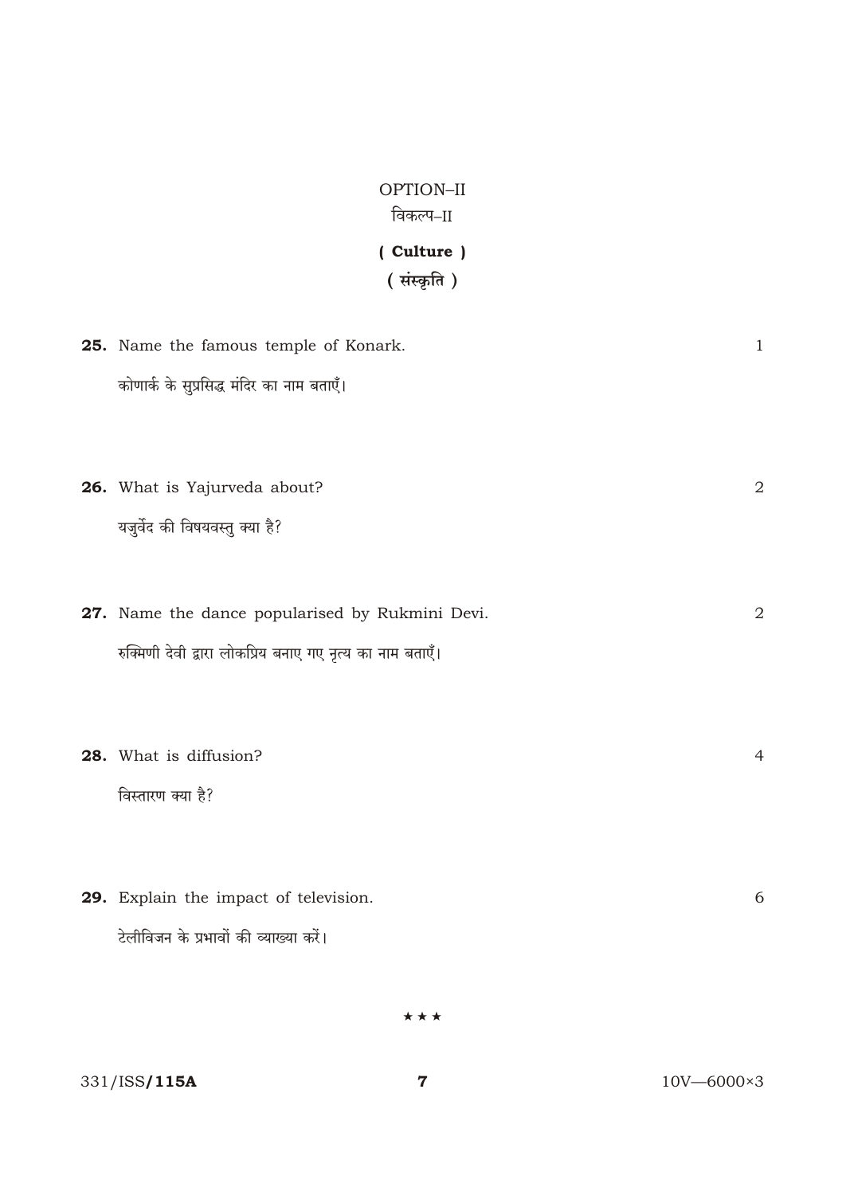## OPTION–II

## विकल्प–II

### ( Culture )

### ( संस्कृति )

**25.** Name the famous temple of Konark. 1

कोणार्क के सुप्रसिद्ध मंदिर का नाम बताएँ।

**26.** What is Yajurveda about? 2

यजुर्वेद की विषयवस्तु क्या है?

**27.** Name the dance popularised by Rukmini Devi. 2

रुक्मिणी देवी द्वारा लोकप्रिय बनाए गए नृत्य का नाम बताएँ।

**28.** What is diffusion? 4

विस्तारण क्या है?

**29.** Explain the impact of television. 6

टेलीविजन के प्रभावों की व्याख्या करें।

★ ★ ★